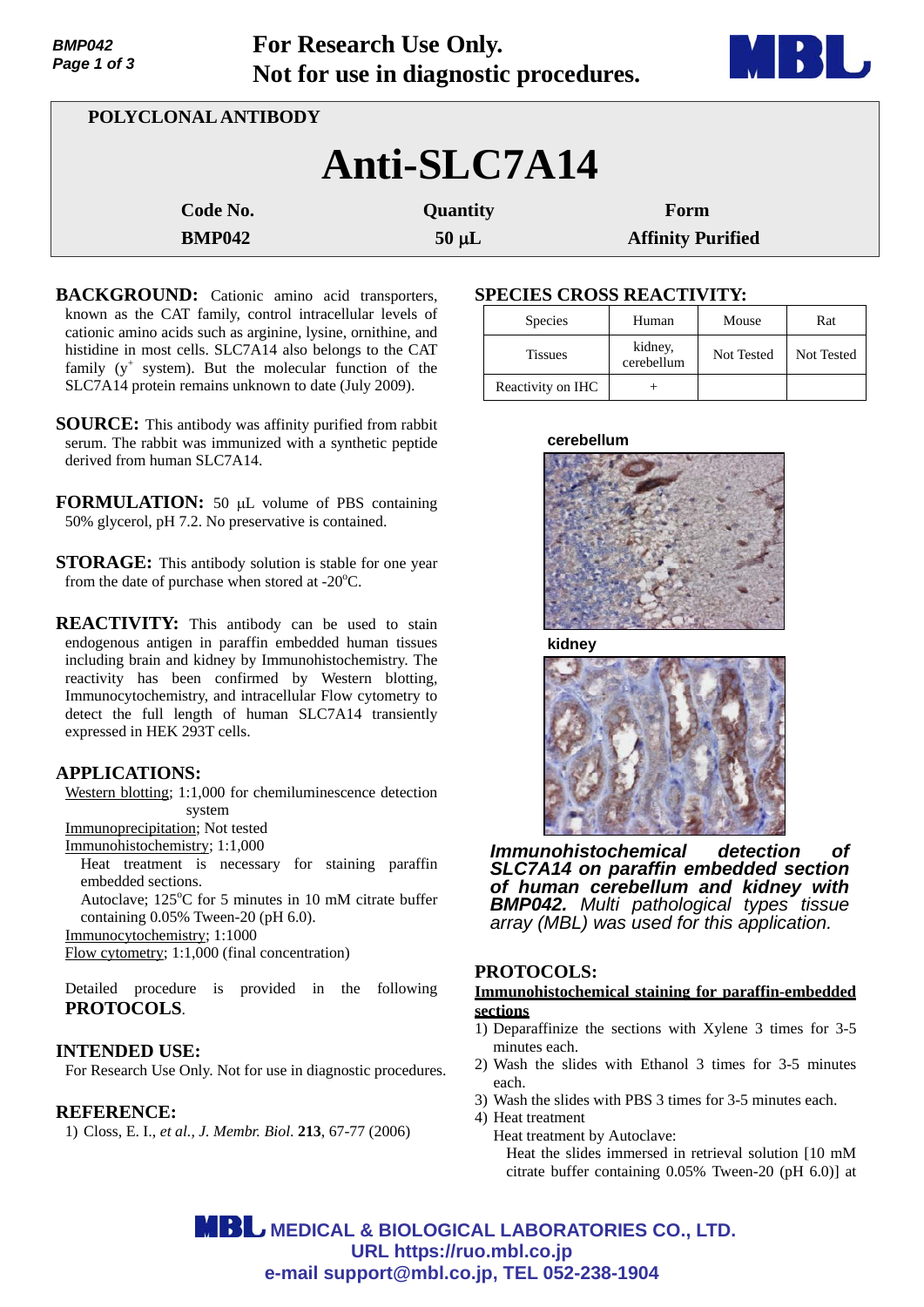For Research Use Only.
Not for use in diagnostic procedures.

POLYCLONAL ANTIBODY

# Anti-SLC7A14

| Code No. | Quantity | Form |
|---|---|---|
| BMP042 | 50 µL | Affinity Purified |

**BACKGROUND:** Cationic amino acid transporters, known as the CAT family, control intracellular levels of cationic amino acids such as arginine, lysine, ornithine, and histidine in most cells. SLC7A14 also belongs to the CAT family ($y^+$ system). But the molecular function of the SLC7A14 protein remains unknown to date (July 2009).

**SOURCE:** This antibody was affinity purified from rabbit serum. The rabbit was immunized with a synthetic peptide derived from human SLC7A14.

**FORMULATION:** 50 µL volume of PBS containing 50% glycerol, pH 7.2. No preservative is contained.

**STORAGE:** This antibody solution is stable for one year from the date of purchase when stored at -20°C.

**REACTIVITY:** This antibody can be used to stain endogenous antigen in paraffin embedded human tissues including brain and kidney by Immunohistochemistry. The reactivity has been confirmed by Western blotting, Immunocytochemistry, and intracellular Flow cytometry to detect the full length of human SLC7A14 transiently expressed in HEK 293T cells.

## APPLICATIONS:

Western blotting; 1:1,000 for chemiluminescence detection system
Immunoprecipitation; Not tested
Immunohistochemistry; 1:1,000
Heat treatment is necessary for staining paraffin embedded sections.
Autoclave; 125°C for 5 minutes in 10 mM citrate buffer containing 0.05% Tween-20 (pH 6.0).
Immunocytochemistry; 1:1000
Flow cytometry; 1:1,000 (final concentration)

Detailed procedure is provided in the following **PROTOCOLS**.

## INTENDED USE:

For Research Use Only. Not for use in diagnostic procedures.

## REFERENCE:

1) Closs, E. I., *et al.*, *J. Membr. Biol.* **213**, 67-77 (2006)

## SPECIES CROSS REACTIVITY:

| Species | Human | Mouse | Rat |
|---|---|---|---|
| Tissues | kidney, cerebellum | Not Tested | Not Tested |
| Reactivity on IHC | + | | |

cerebellum

kidney

***Immunohistochemical detection of SLC7A14 on paraffin embedded section of human cerebellum and kidney with BMP042.*** *Multi pathological types tissue array (MBL) was used for this application.*

## PROTOCOLS:

**Immunohistochemical staining for paraffin-embedded sections**

1) Deparaffinize the sections with Xylene 3 times for 3-5 minutes each.
2) Wash the slides with Ethanol 3 times for 3-5 minutes each.
3) Wash the slides with PBS 3 times for 3-5 minutes each.
4) Heat treatment
   Heat treatment by Autoclave:
   Heat the slides immersed in retrieval solution [10 mM citrate buffer containing 0.05% Tween-20 (pH 6.0)] at

MEDICAL & BIOLOGICAL LABORATORIES CO., LTD.
URL https://ruo.mbl.co.jp
e-mail support@mbl.co.jp, TEL 052-238-1904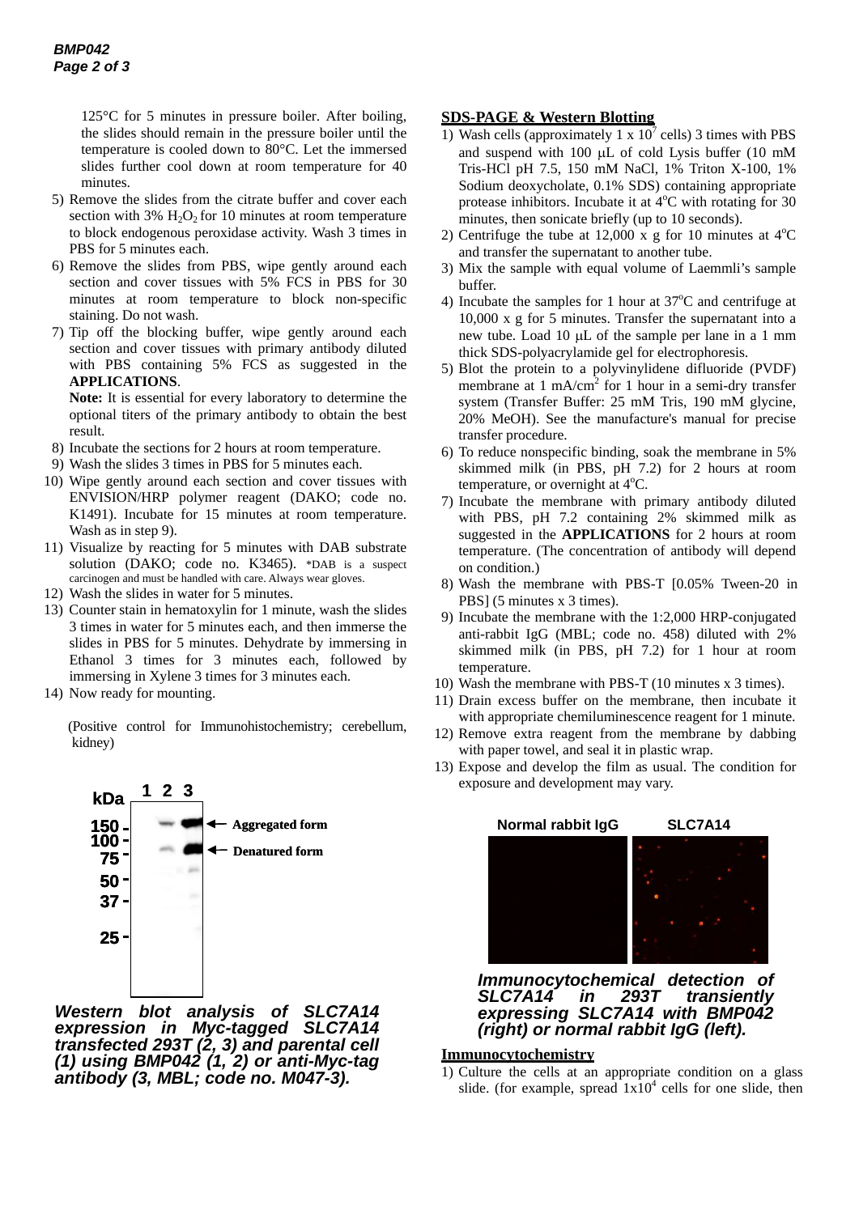125°C for 5 minutes in pressure boiler. After boiling, the slides should remain in the pressure boiler until the temperature is cooled down to 80°C. Let the immersed slides further cool down at room temperature for 40 minutes.

5) Remove the slides from the citrate buffer and cover each section with 3% $H_2O_2$ for 10 minutes at room temperature to block endogenous peroxidase activity. Wash 3 times in PBS for 5 minutes each.
6) Remove the slides from PBS, wipe gently around each section and cover tissues with 5% FCS in PBS for 30 minutes at room temperature to block non-specific staining. Do not wash.
7) Tip off the blocking buffer, wipe gently around each section and cover tissues with primary antibody diluted with PBS containing 5% FCS as suggested in the **APPLICATIONS**.
   **Note:** It is essential for every laboratory to determine the optional titers of the primary antibody to obtain the best result.
8) Incubate the sections for 2 hours at room temperature.
9) Wash the slides 3 times in PBS for 5 minutes each.
10) Wipe gently around each section and cover tissues with ENVISION/HRP polymer reagent (DAKO; code no. K1491). Incubate for 15 minutes at room temperature. Wash as in step 9).
11) Visualize by reacting for 5 minutes with DAB substrate solution (DAKO; code no. K3465). *DAB is a suspect carcinogen and must be handled with care. Always wear gloves.
12) Wash the slides in water for 5 minutes.
13) Counter stain in hematoxylin for 1 minute, wash the slides 3 times in water for 5 minutes each, and then immerse the slides in PBS for 5 minutes. Dehydrate by immersing in Ethanol 3 times for 3 minutes each, followed by immersing in Xylene 3 times for 3 minutes each.
14) Now ready for mounting.

(Positive control for Immunohistochemistry; cerebellum, kidney)

*Western blot analysis of SLC7A14 expression in Myc-tagged SLC7A14 transfected 293T (2, 3) and parental cell (1) using BMP042 (1, 2) or anti-Myc-tag antibody (3, MBL; code no. M047-3).*

## SDS-PAGE & Western Blotting

1) Wash cells (approximately 1 x $10^7$ cells) 3 times with PBS and suspend with 100 µL of cold Lysis buffer (10 mM Tris-HCl pH 7.5, 150 mM NaCl, 1% Triton X-100, 1% Sodium deoxycholate, 0.1% SDS) containing appropriate protease inhibitors. Incubate it at 4°C with rotating for 30 minutes, then sonicate briefly (up to 10 seconds).
2) Centrifuge the tube at 12,000 x g for 10 minutes at 4°C and transfer the supernatant to another tube.
3) Mix the sample with equal volume of Laemmli's sample buffer.
4) Incubate the samples for 1 hour at 37°C and centrifuge at 10,000 x g for 5 minutes. Transfer the supernatant into a new tube. Load 10 µL of the sample per lane in a 1 mm thick SDS-polyacrylamide gel for electrophoresis.
5) Blot the protein to a polyvinylidene difluoride (PVDF) membrane at 1 mA/$cm^2$ for 1 hour in a semi-dry transfer system (Transfer Buffer: 25 mM Tris, 190 mM glycine, 20% MeOH). See the manufacture's manual for precise transfer procedure.
6) To reduce nonspecific binding, soak the membrane in 5% skimmed milk (in PBS, pH 7.2) for 2 hours at room temperature, or overnight at 4°C.
7) Incubate the membrane with primary antibody diluted with PBS, pH 7.2 containing 2% skimmed milk as suggested in the **APPLICATIONS** for 2 hours at room temperature. (The concentration of antibody will depend on condition.)
8) Wash the membrane with PBS-T [0.05% Tween-20 in PBS] (5 minutes x 3 times).
9) Incubate the membrane with the 1:2,000 HRP-conjugated anti-rabbit IgG (MBL; code no. 458) diluted with 2% skimmed milk (in PBS, pH 7.2) for 1 hour at room temperature.
10) Wash the membrane with PBS-T (10 minutes x 3 times).
11) Drain excess buffer on the membrane, then incubate it with appropriate chemiluminescence reagent for 1 minute.
12) Remove extra reagent from the membrane by dabbing with paper towel, and seal it in plastic wrap.
13) Expose and develop the film as usual. The condition for exposure and development may vary.

*Immunocytochemical detection of SLC7A14 in 293T transiently expressing SLC7A14 with BMP042 (right) or normal rabbit IgG (left).*

## Immunocytochemistry

1) Culture the cells at an appropriate condition on a glass slide. (for example, spread 1x$10^4$ cells for one slide, then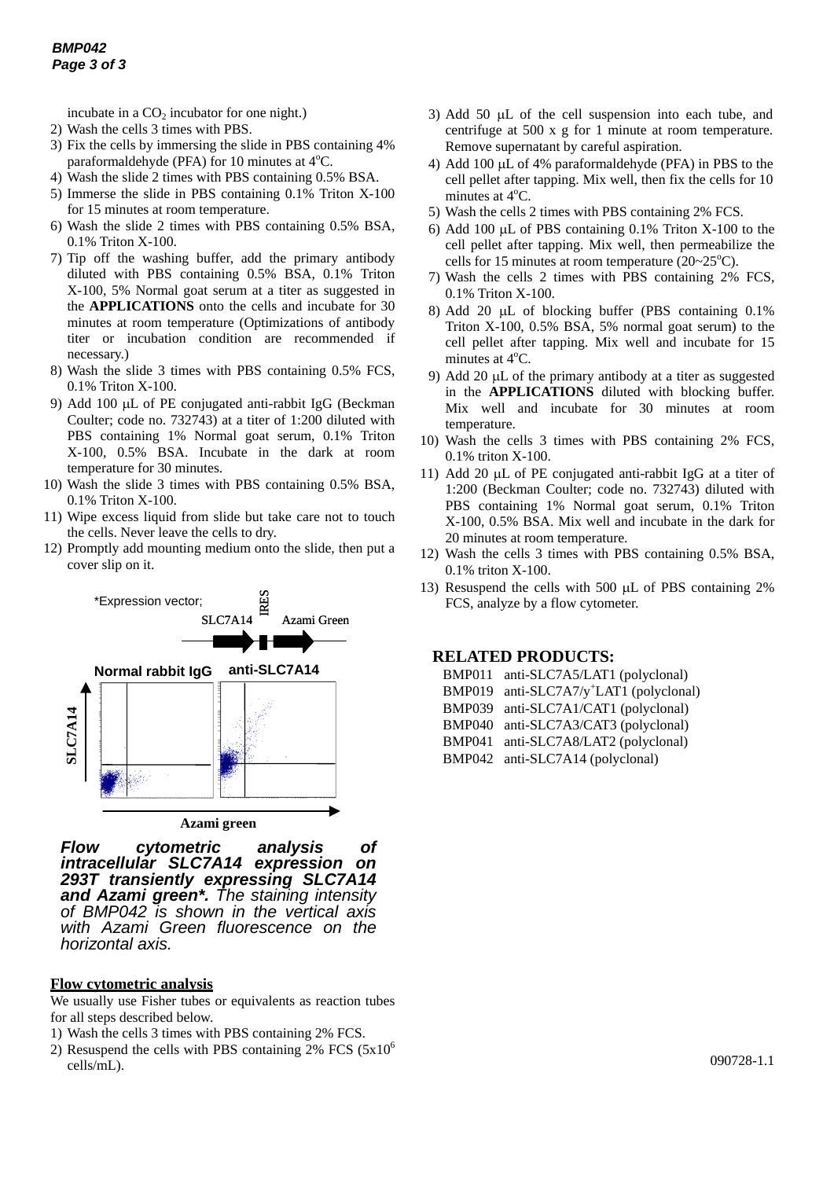incubate in a $CO_2$ incubator for one night.)

2) Wash the cells 3 times with PBS.
3) Fix the cells by immersing the slide in PBS containing 4% paraformaldehyde (PFA) for 10 minutes at 4°C.
4) Wash the slide 2 times with PBS containing 0.5% BSA.
5) Immerse the slide in PBS containing 0.1% Triton X-100 for 15 minutes at room temperature.
6) Wash the slide 2 times with PBS containing 0.5% BSA, 0.1% Triton X-100.
7) Tip off the washing buffer, add the primary antibody diluted with PBS containing 0.5% BSA, 0.1% Triton X-100, 5% Normal goat serum at a titer as suggested in the **APPLICATIONS** onto the cells and incubate for 30 minutes at room temperature (Optimizations of antibody titer or incubation condition are recommended if necessary.)
8) Wash the slide 3 times with PBS containing 0.5% FCS, 0.1% Triton X-100.
9) Add 100 μL of PE conjugated anti-rabbit IgG (Beckman Coulter; code no. 732743) at a titer of 1:200 diluted with PBS containing 1% Normal goat serum, 0.1% Triton X-100, 0.5% BSA. Incubate in the dark at room temperature for 30 minutes.
10) Wash the slide 3 times with PBS containing 0.5% BSA, 0.1% Triton X-100.
11) Wipe excess liquid from slide but take care not to touch the cells. Never leave the cells to dry.
12) Promptly add mounting medium onto the slide, then put a cover slip on it.

*Expression vector;
SLC7A14
IRES
Azami Green

Normal rabbit IgG
anti-SLC7A14
SLC7A14
Azami green

***Flow cytometric analysis of intracellular SLC7A14 expression on 293T transiently expressing SLC7A14 and Azami green*.*** *The staining intensity of BMP042 is shown in the vertical axis with Azami Green fluorescence on the horizontal axis.*

## Flow cytometric analysis

We usually use Fisher tubes or equivalents as reaction tubes for all steps described below.

1) Wash the cells 3 times with PBS containing 2% FCS.
2) Resuspend the cells with PBS containing 2% FCS ($5x10^6$ cells/mL).
3) Add 50 μL of the cell suspension into each tube, and centrifuge at 500 x g for 1 minute at room temperature. Remove supernatant by careful aspiration.
4) Add 100 μL of 4% paraformaldehyde (PFA) in PBS to the cell pellet after tapping. Mix well, then fix the cells for 10 minutes at 4°C.
5) Wash the cells 2 times with PBS containing 2% FCS.
6) Add 100 μL of PBS containing 0.1% Triton X-100 to the cell pellet after tapping. Mix well, then permeabilize the cells for 15 minutes at room temperature (20~25°C).
7) Wash the cells 2 times with PBS containing 2% FCS, 0.1% Triton X-100.
8) Add 20 μL of blocking buffer (PBS containing 0.1% Triton X-100, 0.5% BSA, 5% normal goat serum) to the cell pellet after tapping. Mix well and incubate for 15 minutes at 4°C.
9) Add 20 μL of the primary antibody at a titer as suggested in the **APPLICATIONS** diluted with blocking buffer. Mix well and incubate for 30 minutes at room temperature.
10) Wash the cells 3 times with PBS containing 2% FCS, 0.1% triton X-100.
11) Add 20 μL of PE conjugated anti-rabbit IgG at a titer of 1:200 (Beckman Coulter; code no. 732743) diluted with PBS containing 1% Normal goat serum, 0.1% Triton X-100, 0.5% BSA. Mix well and incubate in the dark for 20 minutes at room temperature.
12) Wash the cells 3 times with PBS containing 0.5% BSA, 0.1% triton X-100.
13) Resuspend the cells with 500 μL of PBS containing 2% FCS, analyze by a flow cytometer.

## RELATED PRODUCTS:

| | |
|---|---|
| BMP011 | anti-SLC7A5/LAT1 (polyclonal) |
| BMP019 | anti-SLC7A7/y+LAT1 (polyclonal) |
| BMP039 | anti-SLC7A1/CAT1 (polyclonal) |
| BMP040 | anti-SLC7A3/CAT3 (polyclonal) |
| BMP041 | anti-SLC7A8/LAT2 (polyclonal) |
| BMP042 | anti-SLC7A14 (polyclonal) |

090728-1.1